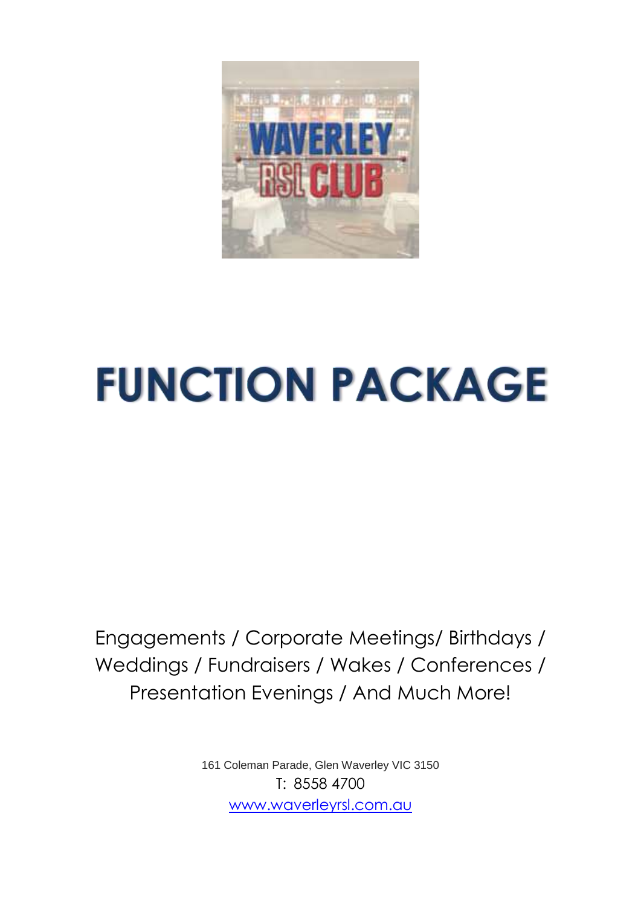# FUNCTION PACKAGE

Engagements / Corporate Meetings/ Birthdays / Weddings / Fundraisers / Wakes / Conferences / Presentation Evenings / And Much More!

161 Coleman Parade, Glen Waverley VIC 3150

T: 8558 4700

[www.waverleyrsl.com.au](http://www.waverleyrsl.com.au)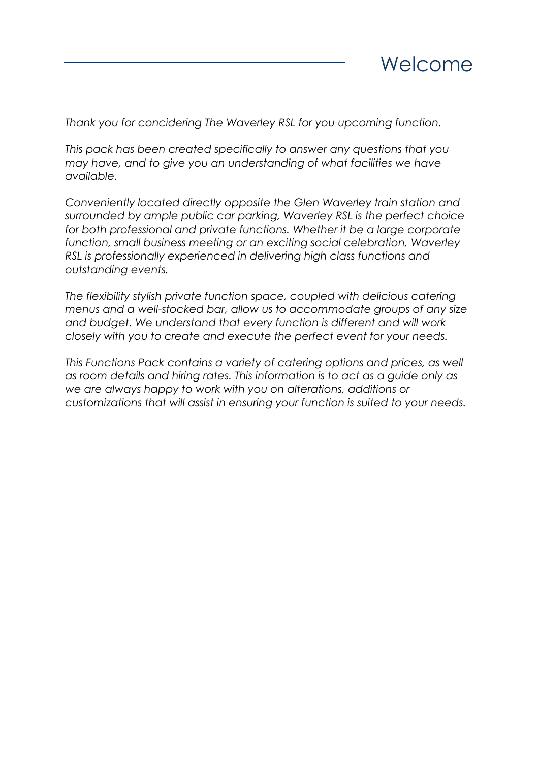# Welcome

*Thank you for concidering The Waverley RSL for you upcoming function.*

*This pack has been created specifically to answer any questions that you may have, and to give you an understanding of what facilities we have available.*

*Conveniently located directly opposite the Glen Waverley train station and surrounded by ample public car parking, Waverley RSL is the perfect choice for both professional and private functions. Whether it be a large corporate function, small business meeting or an exciting social celebration, Waverley RSL is professionally experienced in delivering high class functions and outstanding events.*

*The flexibility stylish private function space, coupled with delicious catering menus and a well-stocked bar, allow us to accommodate groups of any size and budget. We understand that every function is different and will work closely with you to create and execute the perfect event for your needs.*

*This Functions Pack contains a variety of catering options and prices, as well as room details and hiring rates. This information is to act as a guide only as we are always happy to work with you on alterations, additions or customizations that will assist in ensuring your function is suited to your needs.*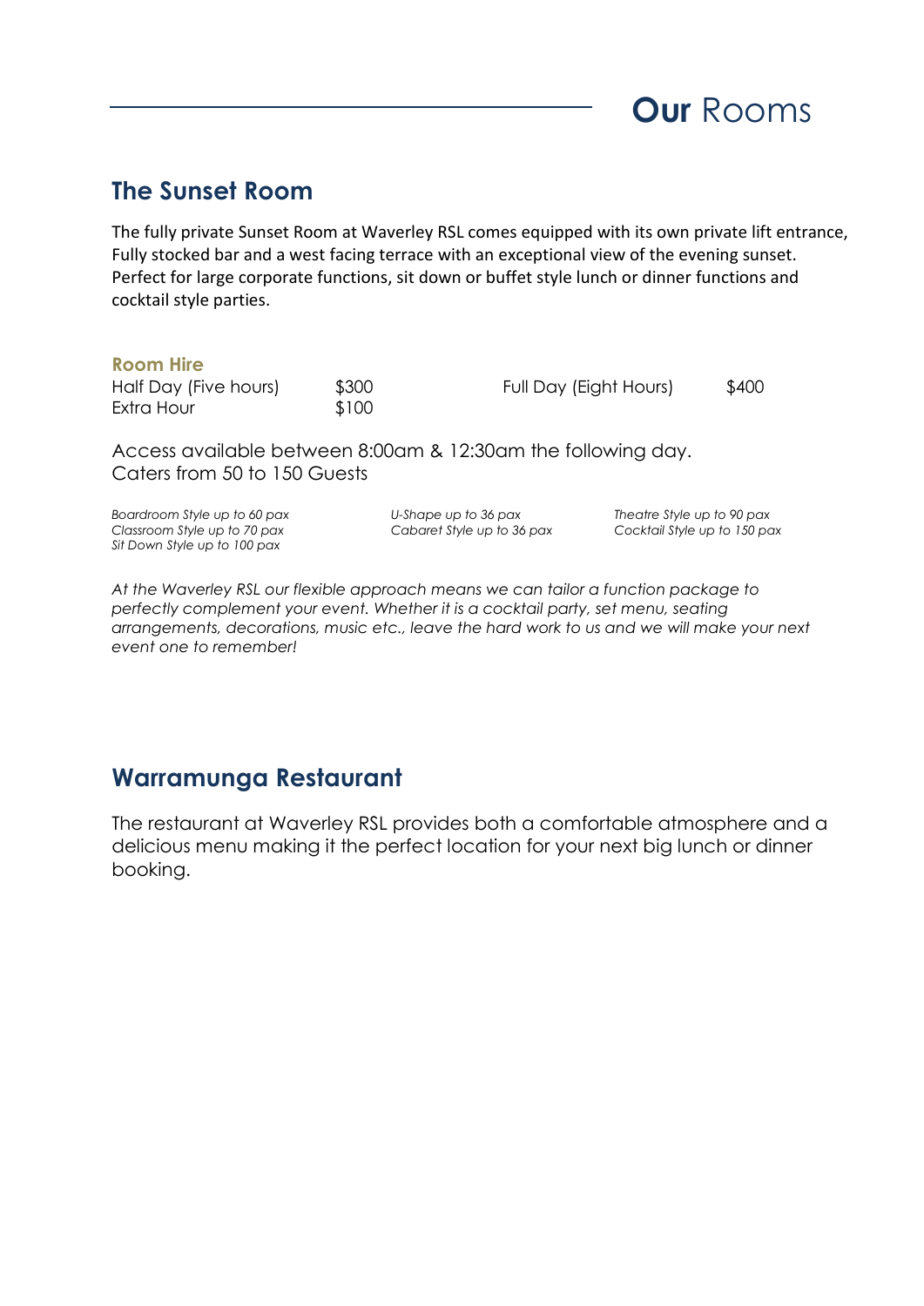# **Our** Rooms

## The Sunset Room

The fully private Sunset Room at Waverley RSL comes equipped with its own private lift entrance, Fully stocked bar and a west facing terrace with an exceptional view of the evening sunset. Perfect for large corporate functions, sit down or buffet style lunch or dinner functions and cocktail style parties.

### Room Hire

| | | | |
|---|---|---|---|
| Half Day (Five hours) | $300 | Full Day (Eight Hours) | $400 |
| Extra Hour | $100 | | |

Access available between 8:00am & 12:30am the following day.
Caters from 50 to 150 Guests

*Boardroom Style up to 60 pax*
*Classroom Style up to 70 pax*
*Sit Down Style up to 100 pax*
*U-Shape up to 36 pax*
*Cabaret Style up to 36 pax*
*Theatre Style up to 90 pax*
*Cocktail Style up to 150 pax*

*At the Waverley RSL our flexible approach means we can tailor a function package to perfectly complement your event. Whether it is a cocktail party, set menu, seating arrangements, decorations, music etc., leave the hard work to us and we will make your next event one to remember!*

## Warramunga Restaurant

The restaurant at Waverley RSL provides both a comfortable atmosphere and a delicious menu making it the perfect location for your next big lunch or dinner booking.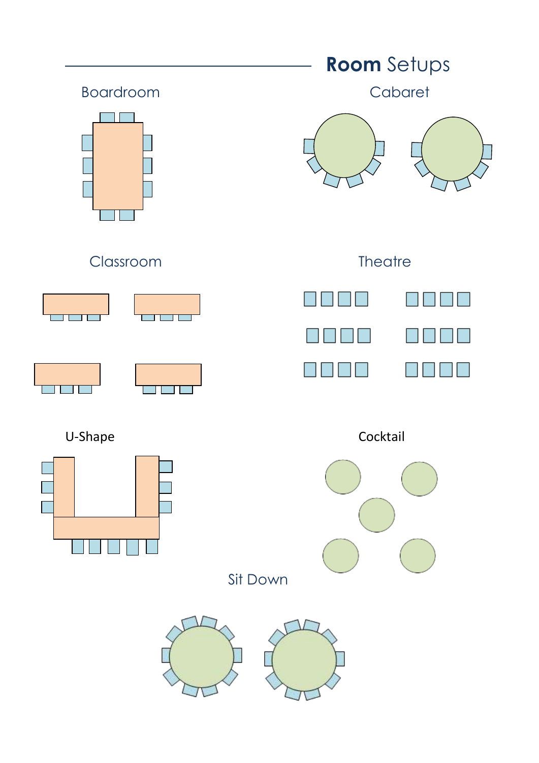# **Room** Setups

Boardroom

Cabaret

Classroom

Theatre

U-Shape

Cocktail

Sit Down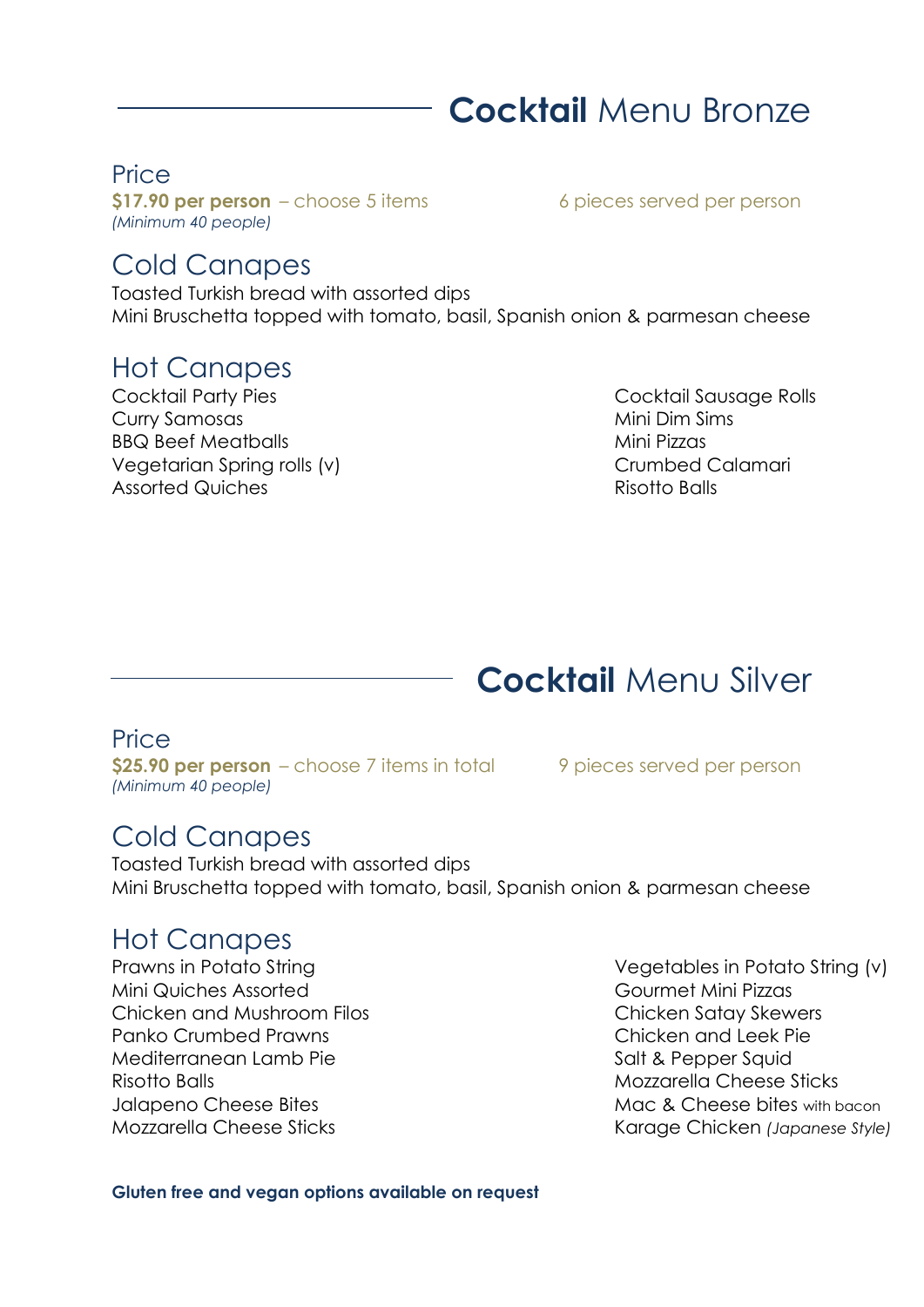## **Cocktail** Menu Bronze

### Price

**$17.90 per person** – choose 5 items

*(Minimum 40 people)*

6 pieces served per person

### Cold Canapes

Toasted Turkish bread with assorted dips

Mini Bruschetta topped with tomato, basil, Spanish onion & parmesan cheese

### Hot Canapes

Cocktail Party Pies

Curry Samosas

BBQ Beef Meatballs

Vegetarian Spring rolls (v)

Assorted Quiches

Cocktail Sausage Rolls

Mini Dim Sims

Mini Pizzas

Crumbed Calamari

Risotto Balls

## **Cocktail** Menu Silver

### Price

**$25.90 per person** – choose 7 items in total

*(Minimum 40 people)*

9 pieces served per person

### Cold Canapes

Toasted Turkish bread with assorted dips

Mini Bruschetta topped with tomato, basil, Spanish onion & parmesan cheese

### Hot Canapes

Prawns in Potato String

Mini Quiches Assorted

Chicken and Mushroom Filos

Panko Crumbed Prawns

Mediterranean Lamb Pie

Risotto Balls

Jalapeno Cheese Bites

Mozzarella Cheese Sticks

Vegetables in Potato String (v)

Gourmet Mini Pizzas

Chicken Satay Skewers

Chicken and Leek Pie

Salt & Pepper Squid

Mozzarella Cheese Sticks

Mac & Cheese bites with bacon

Karage Chicken *(Japanese Style)*

**Gluten free and vegan options available on request**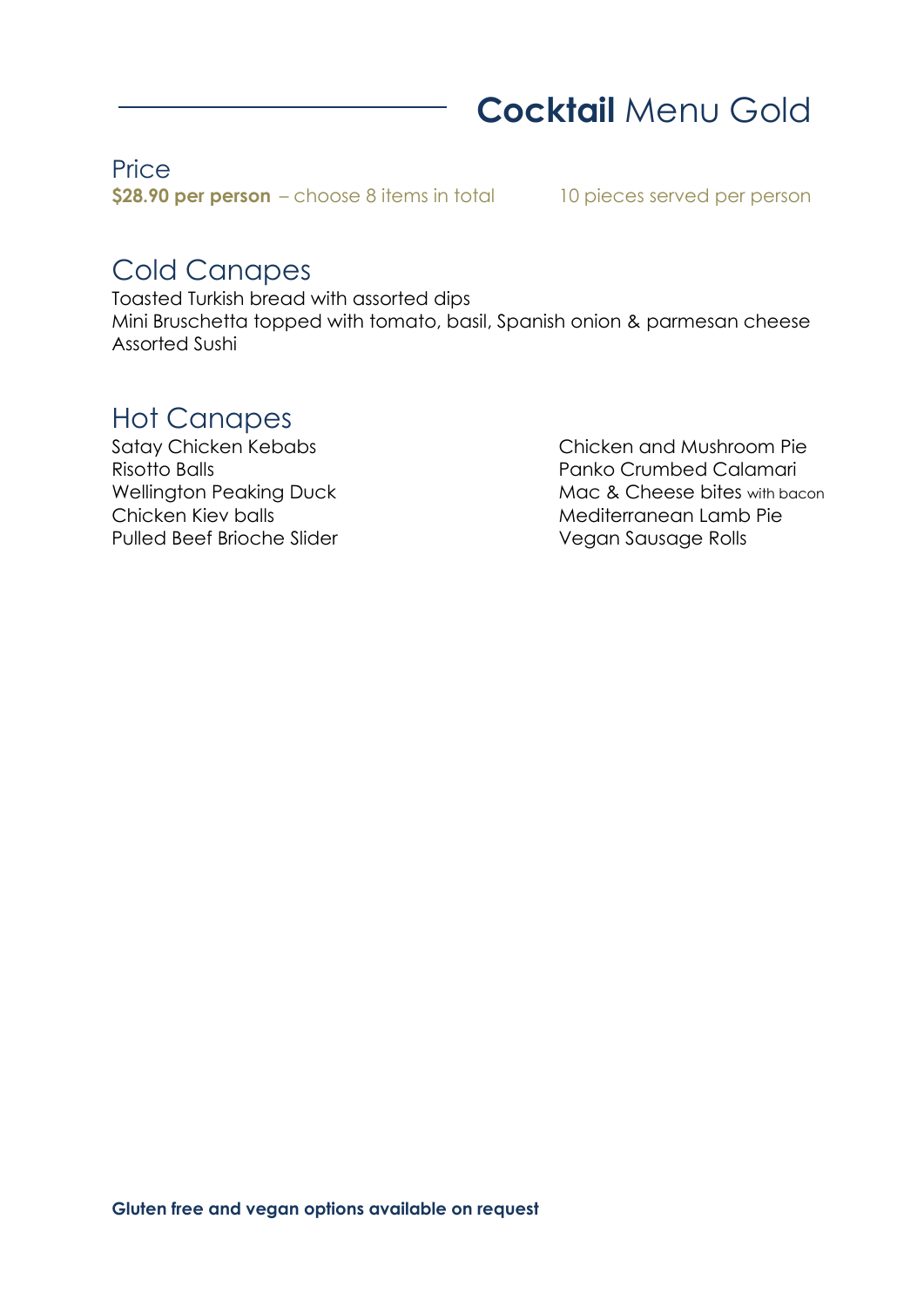# **Cocktail** Menu Gold

## Price

**$28.90 per person** – choose 8 items in total

10 pieces served per person

## Cold Canapes

Toasted Turkish bread with assorted dips
Mini Bruschetta topped with tomato, basil, Spanish onion & parmesan cheese
Assorted Sushi

## Hot Canapes

Satay Chicken Kebabs
Risotto Balls
Wellington Peaking Duck
Chicken Kiev balls
Pulled Beef Brioche Slider
Chicken and Mushroom Pie
Panko Crumbed Calamari
Mac & Cheese bites with bacon
Mediterranean Lamb Pie
Vegan Sausage Rolls

**Gluten free and vegan options available on request**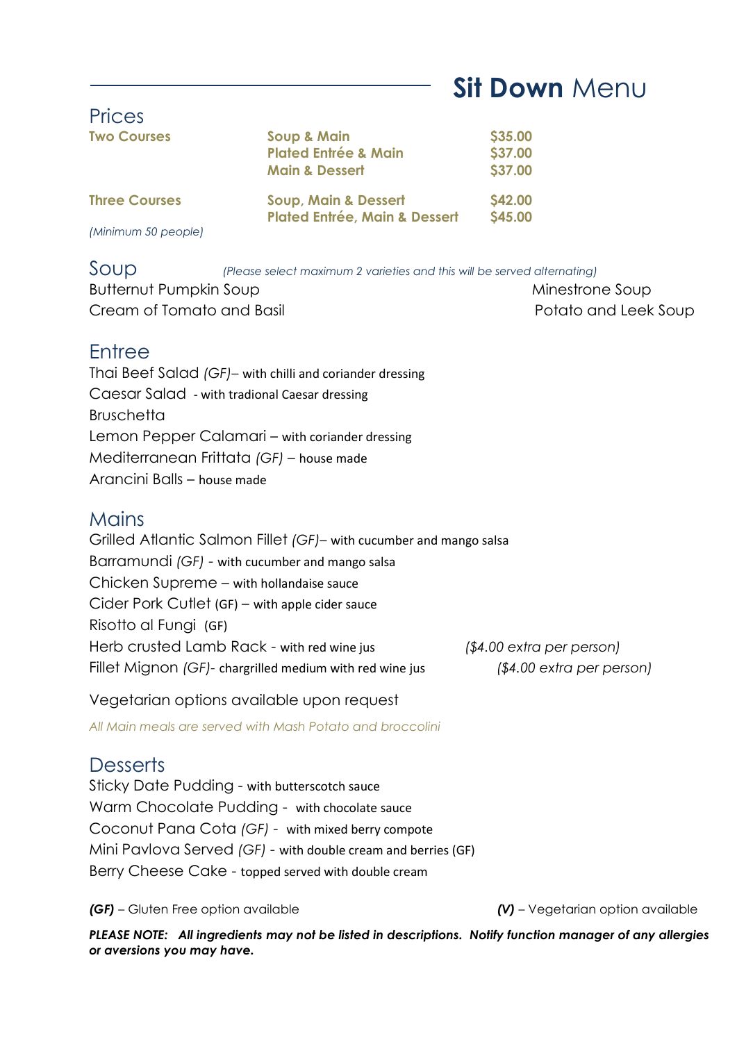# **Sit Down** Menu

## Prices

| | | |
|---|---|---|
| **Two Courses** | **Soup & Main** | **$35.00** |
| | **Plated Entrée & Main** | **$37.00** |
| | **Main & Dessert** | **$37.00** |
| **Three Courses** | **Soup, Main & Dessert** | **$42.00** |
| | **Plated Entrée, Main & Dessert** | **$45.00** |

*(Minimum 50 people)*

## Soup

*(Please select maximum 2 varieties and this will be served alternating)*

Butternut Pumpkin Soup

Minestrone Soup

Cream of Tomato and Basil

Potato and Leek Soup

## Entree

Thai Beef Salad *(GF)*– with chilli and coriander dressing

Caesar Salad - with tradional Caesar dressing

Bruschetta

Lemon Pepper Calamari – with coriander dressing

Mediterranean Frittata *(GF)* – house made

Arancini Balls – house made

## Mains

Grilled Atlantic Salmon Fillet *(GF)*– with cucumber and mango salsa

Barramundi *(GF)* - with cucumber and mango salsa

Chicken Supreme – with hollandaise sauce

Cider Pork Cutlet (GF) – with apple cider sauce

Risotto al Fungi (GF)

Herb crusted Lamb Rack - with red wine jus *($4.00 extra per person)*

Fillet Mignon *(GF)*- chargrilled medium with red wine jus *($4.00 extra per person)*

Vegetarian options available upon request

*All Main meals are served with Mash Potato and broccolini*

## Desserts

Sticky Date Pudding - with butterscotch sauce

Warm Chocolate Pudding - with chocolate sauce

Coconut Pana Cota *(GF)* - with mixed berry compote

Mini Pavlova Served *(GF)* - with double cream and berries (GF)

Berry Cheese Cake - topped served with double cream

***(GF)*** – Gluten Free option available

***(V)*** – Vegetarian option available

***PLEASE NOTE: All ingredients may not be listed in descriptions. Notify function manager of any allergies or aversions you may have.***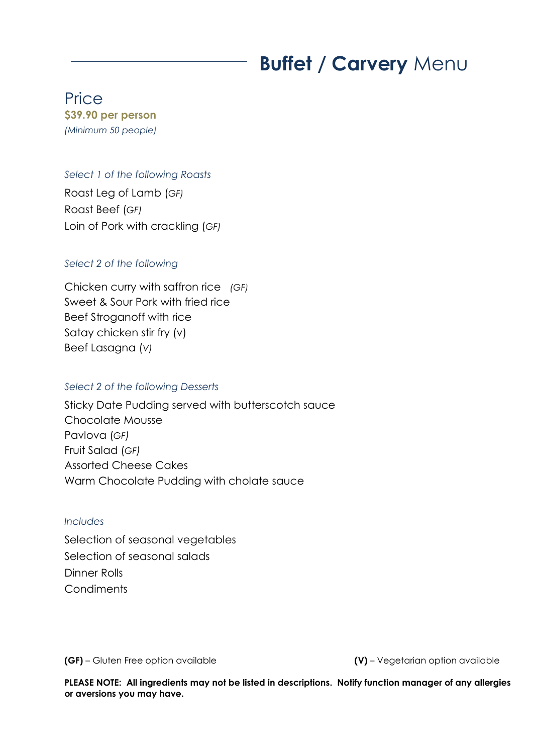# **Buffet / Carvery** Menu

## Price

**$39.90 per person**

*(Minimum 50 people)*

*Select 1 of the following Roasts*

Roast Leg of Lamb (*GF)*
Roast Beef (*GF)*
Loin of Pork with crackling (*GF)*

*Select 2 of the following*

Chicken curry with saffron rice *(GF)*
Sweet & Sour Pork with fried rice
Beef Stroganoff with rice
Satay chicken stir fry (v)
Beef Lasagna (*V)*

*Select 2 of the following Desserts*

Sticky Date Pudding served with butterscotch sauce
Chocolate Mousse
Pavlova (*GF)*
Fruit Salad (*GF)*
Assorted Cheese Cakes
Warm Chocolate Pudding with cholate sauce

*Includes*

Selection of seasonal vegetables
Selection of seasonal salads
Dinner Rolls
Condiments

**(GF)** – Gluten Free option available **(V)** – Vegetarian option available

**PLEASE NOTE: All ingredients may not be listed in descriptions. Notify function manager of any allergies or aversions you may have.**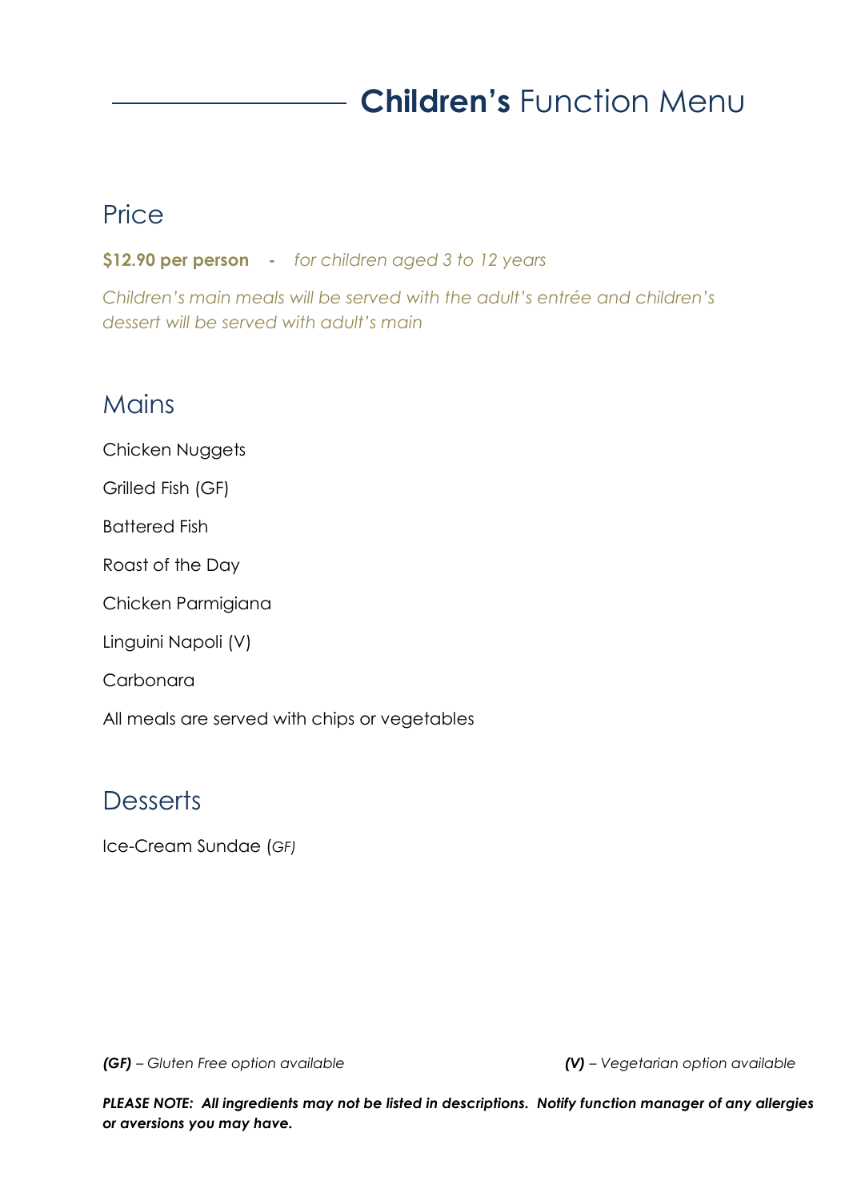# **Children's** Function Menu

## Price

**$12.90 per person** - *for children aged 3 to 12 years*

*Children's main meals will be served with the adult's entrée and children's dessert will be served with adult's main*

## Mains

Chicken Nuggets

Grilled Fish (GF)

Battered Fish

Roast of the Day

Chicken Parmigiana

Linguini Napoli (V)

Carbonara

All meals are served with chips or vegetables

## Desserts

Ice-Cream Sundae (*GF)*

***(GF)*** *– Gluten Free option available*

***(V)*** *– Vegetarian option available*

***PLEASE NOTE: All ingredients may not be listed in descriptions. Notify function manager of any allergies or aversions you may have.***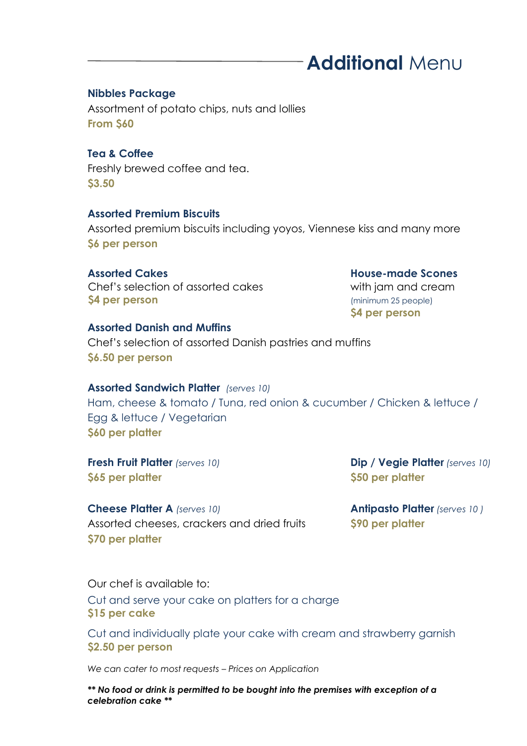# **Additional** Menu

**Nibbles Package**
Assortment of potato chips, nuts and lollies
**From $60**

**Tea & Coffee**
Freshly brewed coffee and tea.
**$3.50**

**Assorted Premium Biscuits**
Assorted premium biscuits including yoyos, Viennese kiss and many more
**$6 per person**

**Assorted Cakes**
Chef's selection of assorted cakes
**$4 per person**

**House-made Scones**
with jam and cream
(minimum 25 people)
**$4 per person**

**Assorted Danish and Muffins**
Chef's selection of assorted Danish pastries and muffins
**$6.50 per person**

**Assorted Sandwich Platter** *(serves 10)*
Ham, cheese & tomato / Tuna, red onion & cucumber / Chicken & lettuce / Egg & lettuce / Vegetarian
**$60 per platter**

**Fresh Fruit Platter** *(serves 10)*
**$65 per platter**

**Dip / Vegie Platter** *(serves 10)*
**$50 per platter**

**Cheese Platter A** *(serves 10)*
Assorted cheeses, crackers and dried fruits
**$70 per platter**

**Antipasto Platter** *(serves 10 )*
**$90 per platter**

Our chef is available to:

Cut and serve your cake on platters for a charge
**$15 per cake**

Cut and individually plate your cake with cream and strawberry garnish
**$2.50 per person**

*We can cater to most requests – Prices on Application*

***\*\* No food or drink is permitted to be bought into the premises with exception of a celebration cake \*\****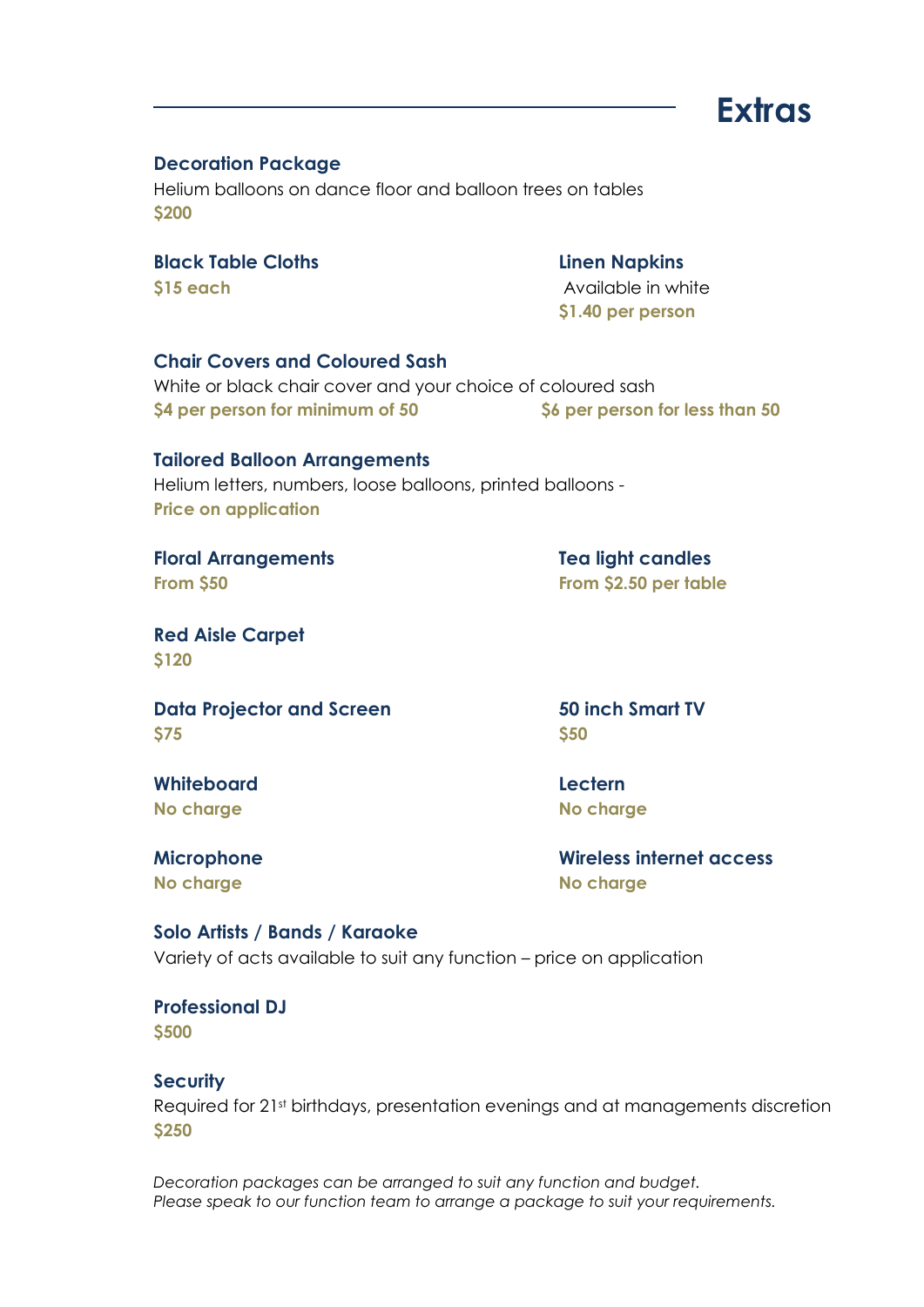# Extras

**Decoration Package**
Helium balloons on dance floor and balloon trees on tables
**$200**

**Black Table Cloths**
**$15 each**

**Linen Napkins**
Available in white
**$1.40 per person**

**Chair Covers and Coloured Sash**
White or black chair cover and your choice of coloured sash
**$4 per person for minimum of 50**
**$6 per person for less than 50**

**Tailored Balloon Arrangements**
Helium letters, numbers, loose balloons, printed balloons -
**Price on application**

**Floral Arrangements**
**From $50**

**Tea light candles**
**From $2.50 per table**

**Red Aisle Carpet**
**$120**

**Data Projector and Screen**
**$75**

**50 inch Smart TV**
**$50**

**Whiteboard**
**No charge**

**Lectern**
**No charge**

**Microphone**
**No charge**

**Wireless internet access**
**No charge**

**Solo Artists / Bands / Karaoke**
Variety of acts available to suit any function – price on application

**Professional DJ**
**$500**

**Security**
Required for 21st birthdays, presentation evenings and at managements discretion
**$250**

*Decoration packages can be arranged to suit any function and budget.*
*Please speak to our function team to arrange a package to suit your requirements.*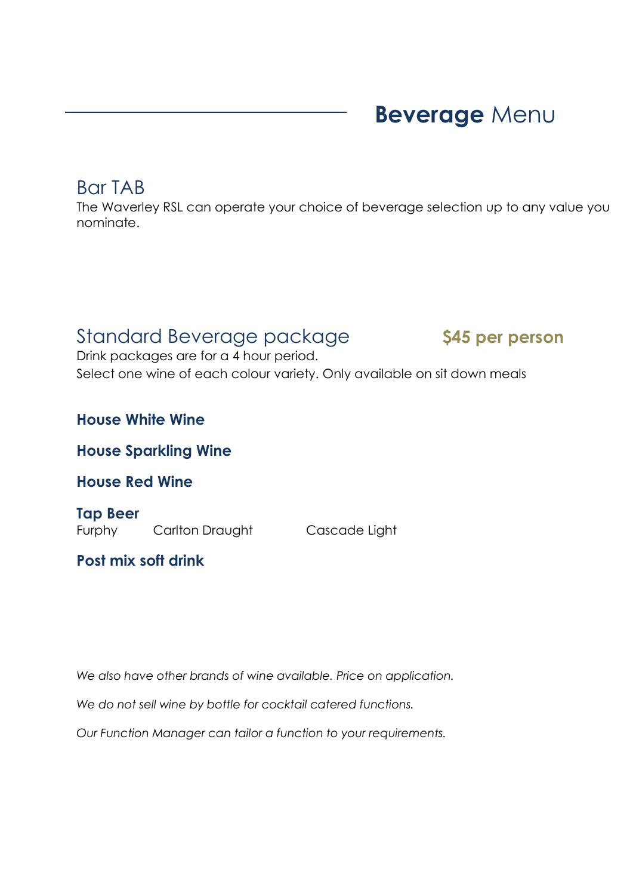# **Beverage** Menu

## Bar TAB

The Waverley RSL can operate your choice of beverage selection up to any value you nominate.

## Standard Beverage package **$45 per person**

Drink packages are for a 4 hour period.
Select one wine of each colour variety. Only available on sit down meals

**House White Wine**

**House Sparkling Wine**

**House Red Wine**

**Tap Beer**
Furphy Carlton Draught Cascade Light

**Post mix soft drink**

*We also have other brands of wine available. Price on application.*

*We do not sell wine by bottle for cocktail catered functions.*

*Our Function Manager can tailor a function to your requirements.*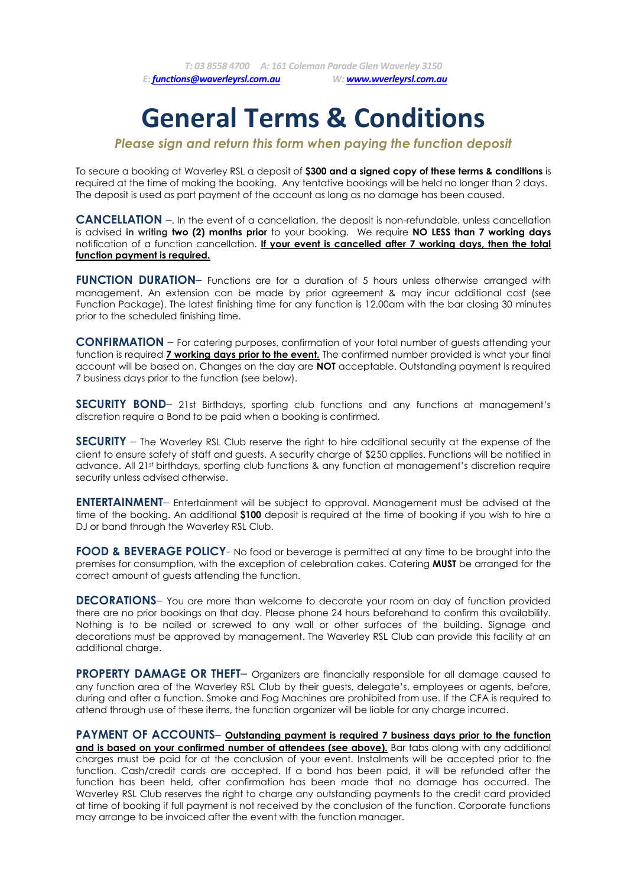*T: 03 8558 4700 A: 161 Coleman Parade Glen Waverley 3150*
*E: functions@waverleyrsl.com.au W: www.wverleyrsl.com.au*

# General Terms & Conditions

***Please sign and return this form when paying the function deposit***

To secure a booking at Waverley RSL a deposit of **$300 and a signed copy of these terms & conditions** is required at the time of making the booking. Any tentative bookings will be held no longer than 2 days. The deposit is used as part payment of the account as long as no damage has been caused.

**CANCELLATION** –. In the event of a cancellation, the deposit is non-refundable, unless cancellation is advised **in writing two (2) months prior** to your booking. We require **NO LESS than 7 working days** notification of a function cancellation. **<u>If your event is cancelled after 7 working days, then the total function payment is required.</u>**

**FUNCTION DURATION**– Functions are for a duration of 5 hours unless otherwise arranged with management. An extension can be made by prior agreement & may incur additional cost (see Function Package). The latest finishing time for any function is 12.00am with the bar closing 30 minutes prior to the scheduled finishing time.

**CONFIRMATION** – For catering purposes, confirmation of your total number of guests attending your function is required **<u>7 working days prior to the event.</u>** The confirmed number provided is what your final account will be based on. Changes on the day are **NOT** acceptable. Outstanding payment is required 7 business days prior to the function (see below).

**SECURITY BOND**– 21st Birthdays, sporting club functions and any functions at management's discretion require a Bond to be paid when a booking is confirmed.

**SECURITY** – The Waverley RSL Club reserve the right to hire additional security at the expense of the client to ensure safety of staff and guests. A security charge of $250 applies. Functions will be notified in advance. All 21st birthdays, sporting club functions & any function at management's discretion require security unless advised otherwise.

**ENTERTAINMENT**– Entertainment will be subject to approval. Management must be advised at the time of the booking. An additional **$100** deposit is required at the time of booking if you wish to hire a DJ or band through the Waverley RSL Club.

**FOOD & BEVERAGE POLICY**- No food or beverage is permitted at any time to be brought into the premises for consumption, with the exception of celebration cakes. Catering **MUST** be arranged for the correct amount of guests attending the function.

**DECORATIONS**– You are more than welcome to decorate your room on day of function provided there are no prior bookings on that day. Please phone 24 hours beforehand to confirm this availability. Nothing is to be nailed or screwed to any wall or other surfaces of the building. Signage and decorations must be approved by management. The Waverley RSL Club can provide this facility at an additional charge.

**PROPERTY DAMAGE OR THEFT**– Organizers are financially responsible for all damage caused to any function area of the Waverley RSL Club by their guests, delegate's, employees or agents, before, during and after a function. Smoke and Fog Machines are prohibited from use. If the CFA is required to attend through use of these items, the function organizer will be liable for any charge incurred.

**PAYMENT OF ACCOUNTS**– **<u>Outstanding payment is required 7 business days prior to the function and is based on your confirmed number of attendees (see above).</u>** Bar tabs along with any additional charges must be paid for at the conclusion of your event. Instalments will be accepted prior to the function. Cash/credit cards are accepted. If a bond has been paid, it will be refunded after the function has been held, after confirmation has been made that no damage has occurred. The Waverley RSL Club reserves the right to charge any outstanding payments to the credit card provided at time of booking if full payment is not received by the conclusion of the function. Corporate functions may arrange to be invoiced after the event with the function manager.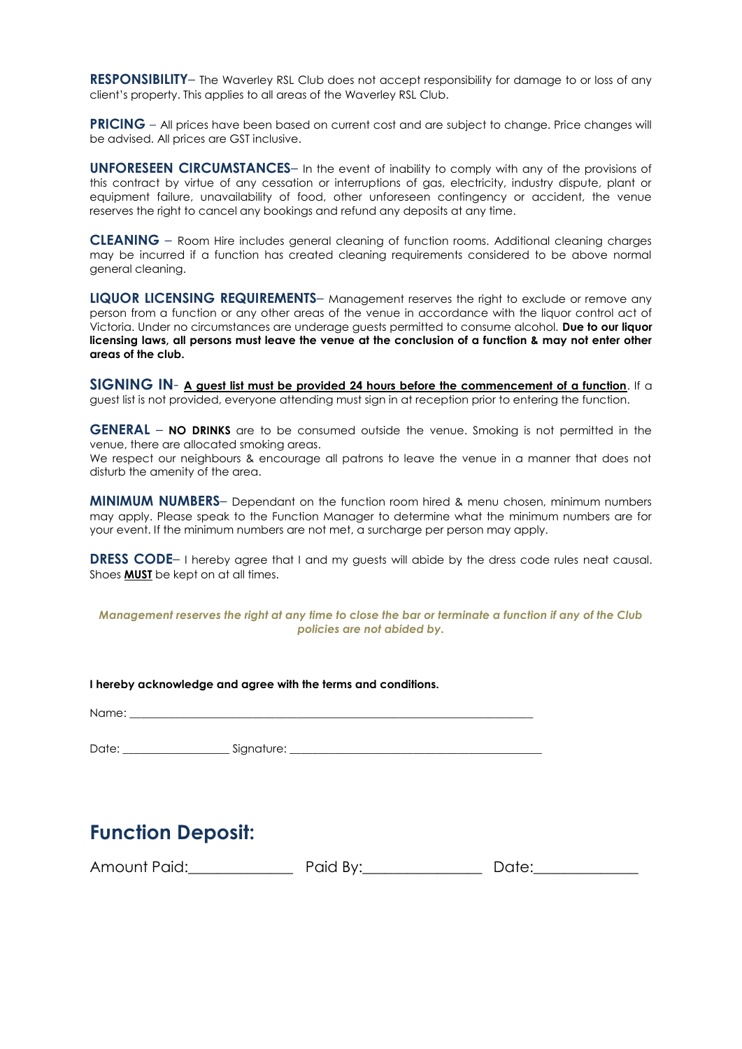**RESPONSIBILITY**– The Waverley RSL Club does not accept responsibility for damage to or loss of any client's property. This applies to all areas of the Waverley RSL Club.

**PRICING** – All prices have been based on current cost and are subject to change. Price changes will be advised. All prices are GST inclusive.

**UNFORESEEN CIRCUMSTANCES**– In the event of inability to comply with any of the provisions of this contract by virtue of any cessation or interruptions of gas, electricity, industry dispute, plant or equipment failure, unavailability of food, other unforeseen contingency or accident, the venue reserves the right to cancel any bookings and refund any deposits at any time.

**CLEANING** – Room Hire includes general cleaning of function rooms. Additional cleaning charges may be incurred if a function has created cleaning requirements considered to be above normal general cleaning.

**LIQUOR LICENSING REQUIREMENTS**– Management reserves the right to exclude or remove any person from a function or any other areas of the venue in accordance with the liquor control act of Victoria. Under no circumstances are underage guests permitted to consume alcohol. **Due to our liquor licensing laws, all persons must leave the venue at the conclusion of a function & may not enter other areas of the club.**

**SIGNING IN**- <u>**A guest list must be provided 24 hours before the commencement of a function**</u>. If a guest list is not provided, everyone attending must sign in at reception prior to entering the function.

**GENERAL** – **NO DRINKS** are to be consumed outside the venue. Smoking is not permitted in the venue, there are allocated smoking areas.
We respect our neighbours & encourage all patrons to leave the venue in a manner that does not disturb the amenity of the area.

**MINIMUM NUMBERS**– Dependant on the function room hired & menu chosen, minimum numbers may apply. Please speak to the Function Manager to determine what the minimum numbers are for your event. If the minimum numbers are not met, a surcharge per person may apply.

**DRESS CODE**– I hereby agree that I and my guests will abide by the dress code rules neat causal. Shoes <u>**MUST**</u> be kept on at all times.

***Management reserves the right at any time to close the bar or terminate a function if any of the Club policies are not abided by.***

**I hereby acknowledge and agree with the terms and conditions.**

Name: ______________________________________________________________________

Date: __________________ Signature: ___________________________________________

## Function Deposit:

Amount Paid:______________ Paid By:________________ Date:______________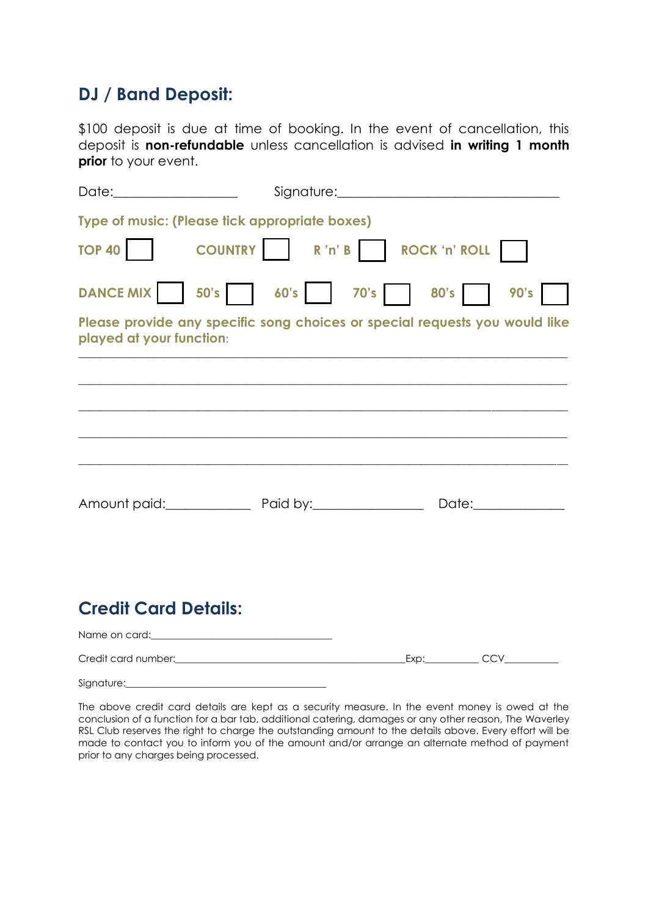## DJ / Band Deposit:

$100 deposit is due at time of booking. In the event of cancellation, this deposit is **non-refundable** unless cancellation is advised **in writing 1 month prior** to your event.

Date:__________________ Signature:_________________________________

**Type of music: (Please tick appropriate boxes)**

**TOP 40** ☐ **COUNTRY** ☐ **R 'n' B** ☐ **ROCK 'n' ROLL** ☐

**DANCE MIX** ☐ **50's** ☐ **60's** ☐ **70's** ☐ **80's** ☐ **90's** ☐

**Please provide any specific song choices or special requests you would like played at your function:**

___________________________________________________________________________

___________________________________________________________________________

___________________________________________________________________________

___________________________________________________________________________

___________________________________________________________________________

Amount paid:____________ Paid by:________________ Date:_____________

## Credit Card Details:

Name on card:___________________________________

Credit card number:_____________________________________________Exp:__________ CCV__________

Signature:_______________________________________

The above credit card details are kept as a security measure. In the event money is owed at the conclusion of a function for a bar tab, additional catering, damages or any other reason, The Waverley RSL Club reserves the right to charge the outstanding amount to the details above. Every effort will be made to contact you to inform you of the amount and/or arrange an alternate method of payment prior to any charges being processed.